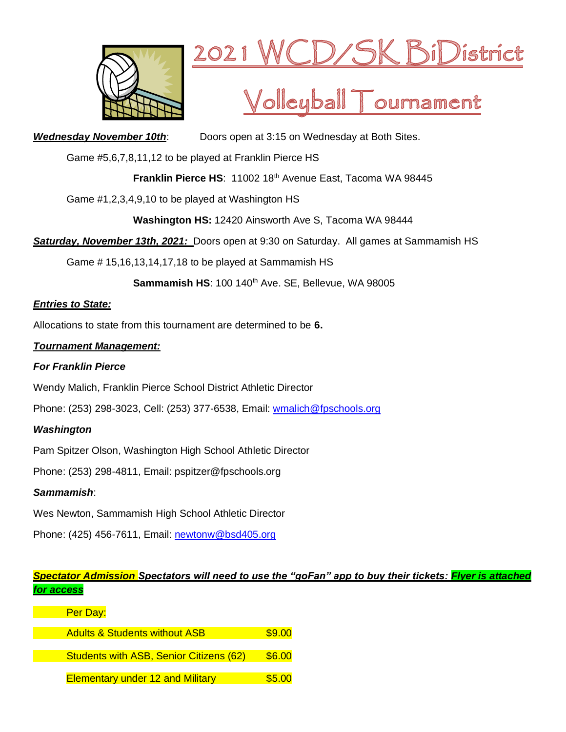# 2021 WCD/SK BiDistrict

# Volleyball Tournament

***Wednesday November 10th***: Doors open at 3:15 on Wednesday at Both Sites.

Game #5,6,7,8,11,12 to be played at Franklin Pierce HS

**Franklin Pierce HS**: 11002 18th Avenue East, Tacoma WA 98445

Game #1,2,3,4,9,10 to be played at Washington HS

**Washington HS:** 12420 Ainsworth Ave S, Tacoma WA 98444

***Saturday, November 13th, 2021:*** Doors open at 9:30 on Saturday. All games at Sammamish HS

Game # 15,16,13,14,17,18 to be played at Sammamish HS

**Sammamish HS**: 100 140th Ave. SE, Bellevue, WA 98005

***Entries to State:***

Allocations to state from this tournament are determined to be **6.**

***Tournament Management:***

***For Franklin Pierce***

Wendy Malich, Franklin Pierce School District Athletic Director

Phone: (253) 298-3023, Cell: (253) 377-6538, Email: wmalich@fpschools.org

***Washington***

Pam Spitzer Olson, Washington High School Athletic Director

Phone: (253) 298-4811, Email: pspitzer@fpschools.org

***Sammamish***:

Wes Newton, Sammamish High School Athletic Director

Phone: (425) 456-7611, Email: newtonw@bsd405.org

***Spectator Admission Spectators will need to use the "goFan" app to buy their tickets: Flyer is attached for access***

Per Day:

| | |
|---|---|
| Adults & Students without ASB | $9.00 |
| Students with ASB, Senior Citizens (62) | $6.00 |
| Elementary under 12 and Military | $5.00 |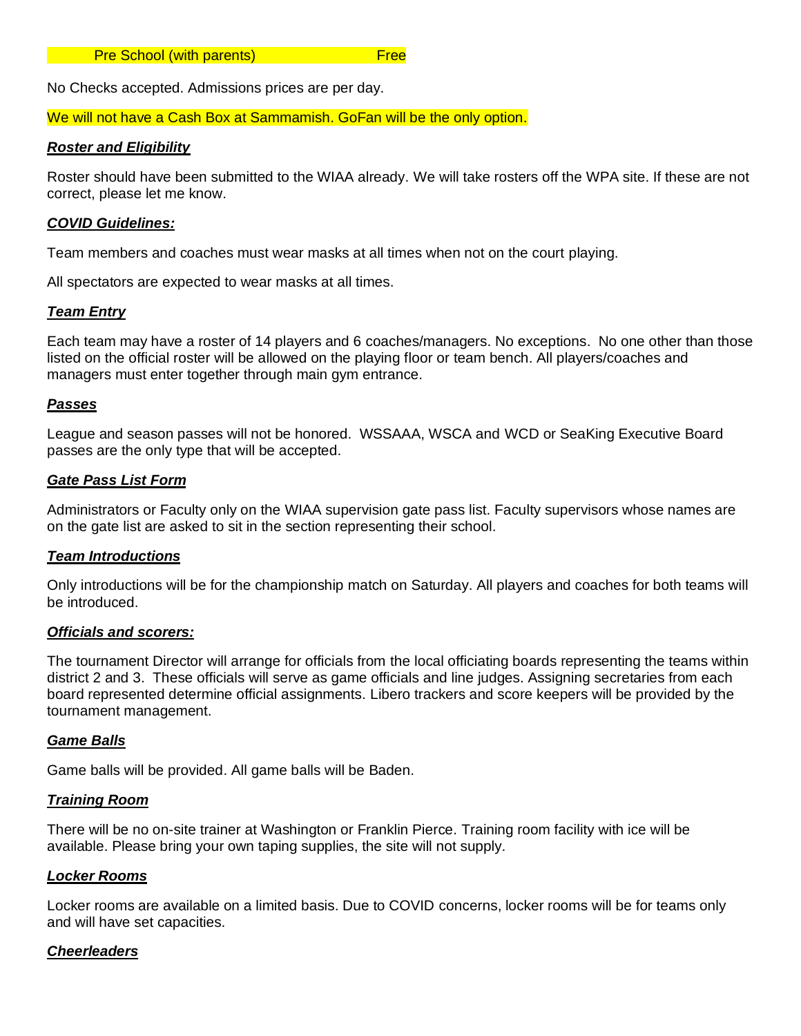Pre School (with parents) Free

No Checks accepted. Admissions prices are per day.

We will not have a Cash Box at Sammamish. GoFan will be the only option.

***Roster and Eligibility***

Roster should have been submitted to the WIAA already. We will take rosters off the WPA site. If these are not correct, please let me know.

***COVID Guidelines:***

Team members and coaches must wear masks at all times when not on the court playing.

All spectators are expected to wear masks at all times.

***Team Entry***

Each team may have a roster of 14 players and 6 coaches/managers. No exceptions. No one other than those listed on the official roster will be allowed on the playing floor or team bench. All players/coaches and managers must enter together through main gym entrance.

***Passes***

League and season passes will not be honored. WSSAAA, WSCA and WCD or SeaKing Executive Board passes are the only type that will be accepted.

***Gate Pass List Form***

Administrators or Faculty only on the WIAA supervision gate pass list. Faculty supervisors whose names are on the gate list are asked to sit in the section representing their school.

***Team Introductions***

Only introductions will be for the championship match on Saturday. All players and coaches for both teams will be introduced.

***Officials and scorers:***

The tournament Director will arrange for officials from the local officiating boards representing the teams within district 2 and 3. These officials will serve as game officials and line judges. Assigning secretaries from each board represented determine official assignments. Libero trackers and score keepers will be provided by the tournament management.

***Game Balls***

Game balls will be provided. All game balls will be Baden.

***Training Room***

There will be no on-site trainer at Washington or Franklin Pierce. Training room facility with ice will be available. Please bring your own taping supplies, the site will not supply.

***Locker Rooms***

Locker rooms are available on a limited basis. Due to COVID concerns, locker rooms will be for teams only and will have set capacities.

***Cheerleaders***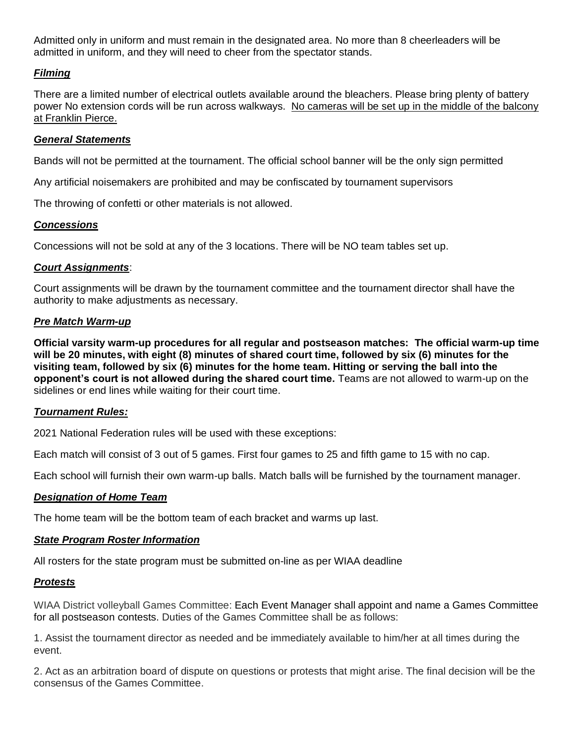Admitted only in uniform and must remain in the designated area. No more than 8 cheerleaders will be admitted in uniform, and they will need to cheer from the spectator stands.

### ***Filming***

There are a limited number of electrical outlets available around the bleachers. Please bring plenty of battery power No extension cords will be run across walkways. No cameras will be set up in the middle of the balcony at Franklin Pierce.

### ***General Statements***

Bands will not be permitted at the tournament. The official school banner will be the only sign permitted

Any artificial noisemakers are prohibited and may be confiscated by tournament supervisors

The throwing of confetti or other materials is not allowed.

### ***Concessions***

Concessions will not be sold at any of the 3 locations. There will be NO team tables set up.

### ***Court Assignments***:

Court assignments will be drawn by the tournament committee and the tournament director shall have the authority to make adjustments as necessary.

### ***Pre Match Warm-up***

**Official varsity warm-up procedures for all regular and postseason matches: The official warm-up time will be 20 minutes, with eight (8) minutes of shared court time, followed by six (6) minutes for the visiting team, followed by six (6) minutes for the home team. Hitting or serving the ball into the opponent's court is not allowed during the shared court time.** Teams are not allowed to warm-up on the sidelines or end lines while waiting for their court time.

### ***Tournament Rules:***

2021 National Federation rules will be used with these exceptions:

Each match will consist of 3 out of 5 games. First four games to 25 and fifth game to 15 with no cap.

Each school will furnish their own warm-up balls. Match balls will be furnished by the tournament manager.

### ***Designation of Home Team***

The home team will be the bottom team of each bracket and warms up last.

### ***State Program Roster Information***

All rosters for the state program must be submitted on-line as per WIAA deadline

### ***Protests***

WIAA District volleyball Games Committee: Each Event Manager shall appoint and name a Games Committee for all postseason contests. Duties of the Games Committee shall be as follows:

1. Assist the tournament director as needed and be immediately available to him/her at all times during the event.

2. Act as an arbitration board of dispute on questions or protests that might arise. The final decision will be the consensus of the Games Committee.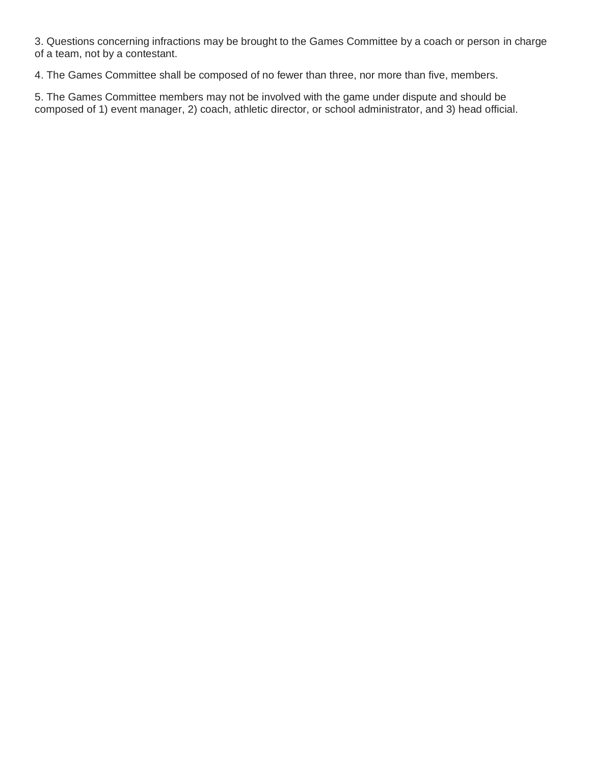3. Questions concerning infractions may be brought to the Games Committee by a coach or person in charge of a team, not by a contestant.

4. The Games Committee shall be composed of no fewer than three, nor more than five, members.

5. The Games Committee members may not be involved with the game under dispute and should be composed of 1) event manager, 2) coach, athletic director, or school administrator, and 3) head official.